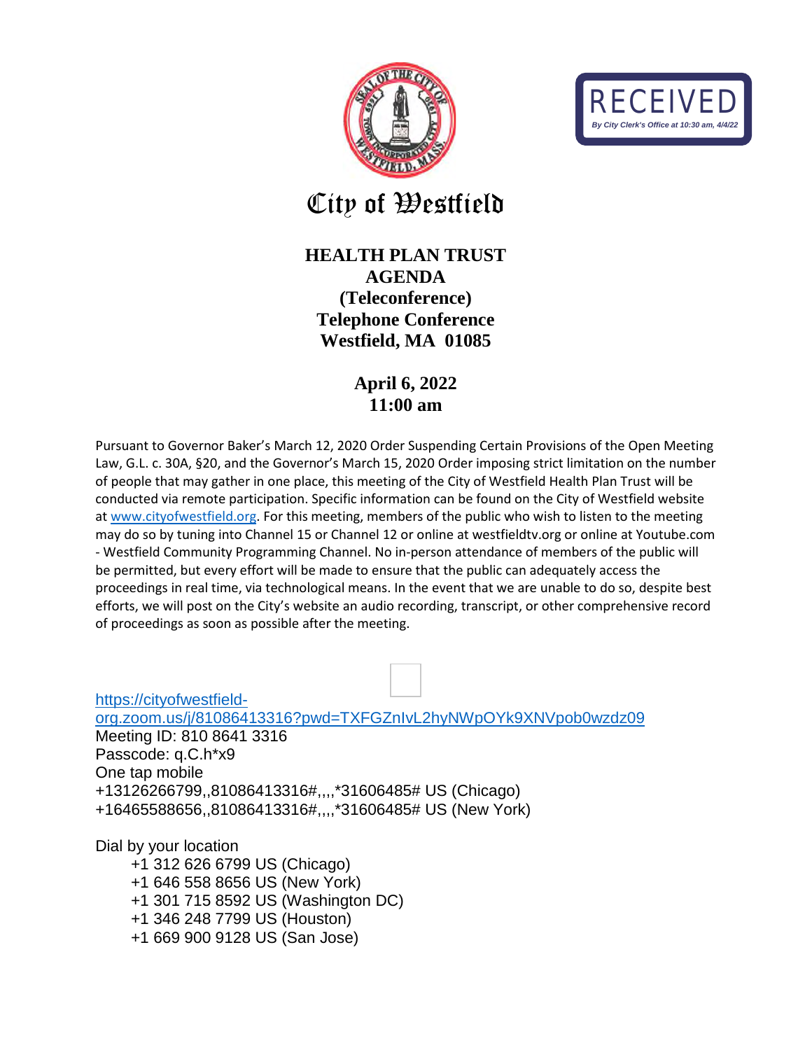RECEIVED

*By City Clerk's Office at 10:30 am, 4/4/22*

# City of Westfield

## HEALTH PLAN TRUST AGENDA (Teleconference) Telephone Conference Westfield, MA 01085

## April 6, 2022 11:00 am

Pursuant to Governor Baker's March 12, 2020 Order Suspending Certain Provisions of the Open Meeting Law, G.L. c. 30A, §20, and the Governor's March 15, 2020 Order imposing strict limitation on the number of people that may gather in one place, this meeting of the City of Westfield Health Plan Trust will be conducted via remote participation. Specific information can be found on the City of Westfield website at www.cityofwestfield.org. For this meeting, members of the public who wish to listen to the meeting may do so by tuning into Channel 15 or Channel 12 or online at westfieldtv.org or online at Youtube.com - Westfield Community Programming Channel. No in-person attendance of members of the public will be permitted, but every effort will be made to ensure that the public can adequately access the proceedings in real time, via technological means. In the event that we are unable to do so, despite best efforts, we will post on the City's website an audio recording, transcript, or other comprehensive record of proceedings as soon as possible after the meeting.

https://cityofwestfield-org.zoom.us/j/81086413316?pwd=TXFGZnIvL2hyNWpOYk9XNVpob0wzdz09
Meeting ID: 810 8641 3316
Passcode: q.C.h*x9
One tap mobile
+13126266799,,81086413316#,,,,*31606485# US (Chicago)
+16465588656,,81086413316#,,,,*31606485# US (New York)

Dial by your location
- +1 312 626 6799 US (Chicago)
- +1 646 558 8656 US (New York)
- +1 301 715 8592 US (Washington DC)
- +1 346 248 7799 US (Houston)
- +1 669 900 9128 US (San Jose)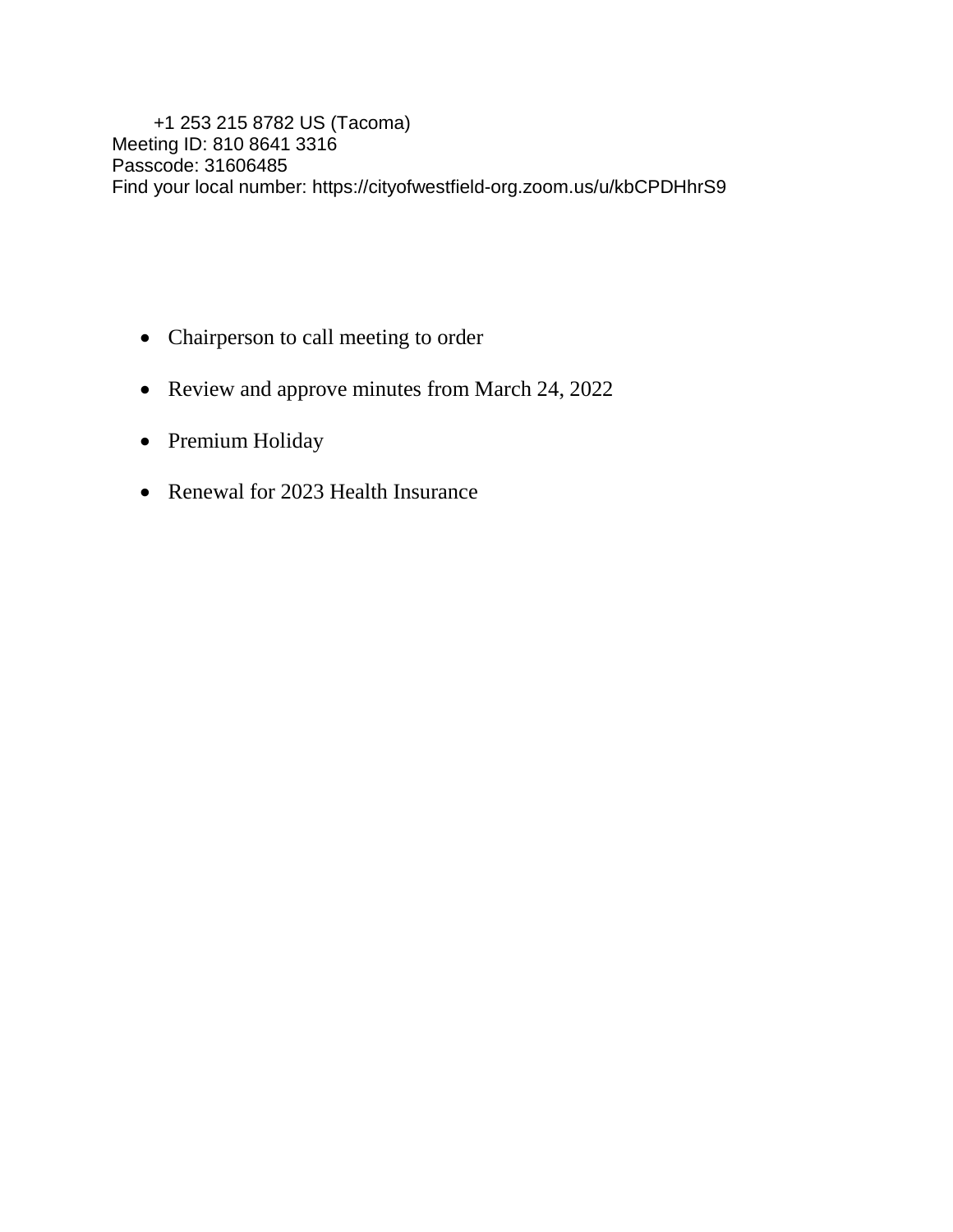+1 253 215 8782 US (Tacoma)
Meeting ID: 810 8641 3316
Passcode: 31606485
Find your local number: https://cityofwestfield-org.zoom.us/u/kbCPDHhrS9

- Chairperson to call meeting to order
- Review and approve minutes from March 24, 2022
- Premium Holiday
- Renewal for 2023 Health Insurance